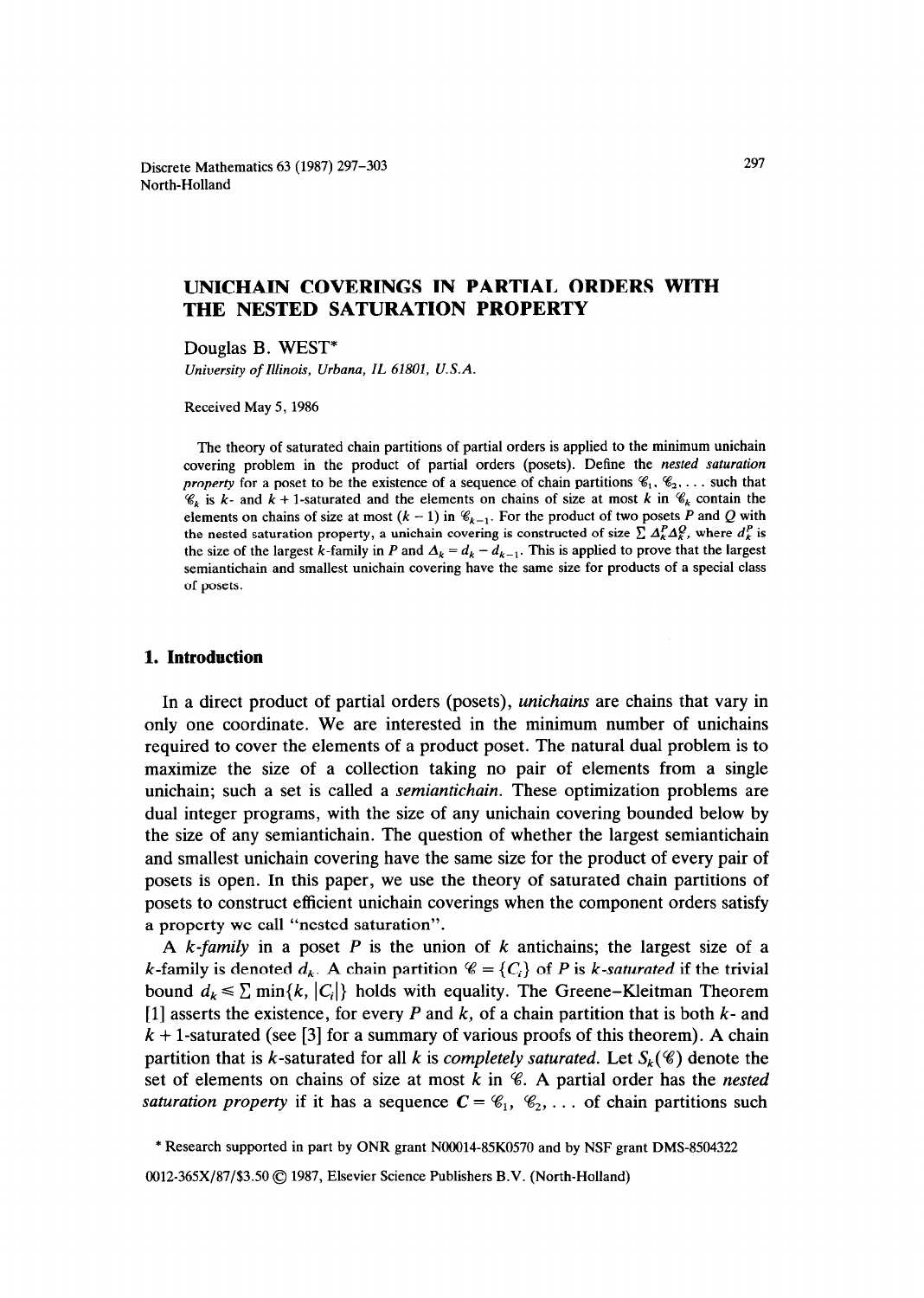# UNICHAIN COVERINGS IN PARTIAL ORDERS WITH THE NESTED SATURATION PROPERTY

Douglas B. WEST*

*University of Illinois, Urbana, IL 61801, U.S.A.*

Received May 5, 1986

The theory of saturated chain partitions of partial orders is applied to the minimum unichain covering problem in the product of partial orders (posets). Define the *nested saturation property* for a poset to be the existence of a sequence of chain partitions $\mathscr{C}_1, \mathscr{C}_2, \ldots$ such that $\mathscr{C}_k$ is $k$- and $k+1$-saturated and the elements on chains of size at most $k$ in $\mathscr{C}_k$ contain the elements on chains of size at most $(k-1)$ in $\mathscr{C}_{k-1}$. For the product of two posets $P$ and $Q$ with the nested saturation property, a unichain covering is constructed of size $\sum \Delta_k^P \Delta_k^Q$, where $d_k^P$ is the size of the largest $k$-family in $P$ and $\Delta_k = d_k - d_{k-1}$. This is applied to prove that the largest semiantichain and smallest unichain covering have the same size for products of a special class of posets.

## 1. Introduction

In a direct product of partial orders (posets), *unichains* are chains that vary in only one coordinate. We are interested in the minimum number of unichains required to cover the elements of a product poset. The natural dual problem is to maximize the size of a collection taking no pair of elements from a single unichain; such a set is called a *semiantichain*. These optimization problems are dual integer programs, with the size of any unichain covering bounded below by the size of any semiantichain. The question of whether the largest semiantichain and smallest unichain covering have the same size for the product of every pair of posets is open. In this paper, we use the theory of saturated chain partitions of posets to construct efficient unichain coverings when the component orders satisfy a property we call "nested saturation".

A *$k$-family* in a poset $P$ is the union of $k$ antichains; the largest size of a $k$-family is denoted $d_k$. A chain partition $\mathscr{C} = \{C_i\}$ of $P$ is *$k$-saturated* if the trivial bound $d_k \leq \sum \min\{k, |C_i|\}$ holds with equality. The Greene–Kleitman Theorem [1] asserts the existence, for every $P$ and $k$, of a chain partition that is both $k$- and $k+1$-saturated (see [3] for a summary of various proofs of this theorem). A chain partition that is $k$-saturated for all $k$ is *completely saturated*. Let $S_k(\mathscr{C})$ denote the set of elements on chains of size at most $k$ in $\mathscr{C}$. A partial order has the *nested saturation property* if it has a sequence $\boldsymbol{C} = \mathscr{C}_1, \mathscr{C}_2, \ldots$ of chain partitions such

---

* Research supported in part by ONR grant N00014-85K0570 and by NSF grant DMS-8504322

0012-365X/87/$3.50 © 1987, Elsevier Science Publishers B.V. (North-Holland)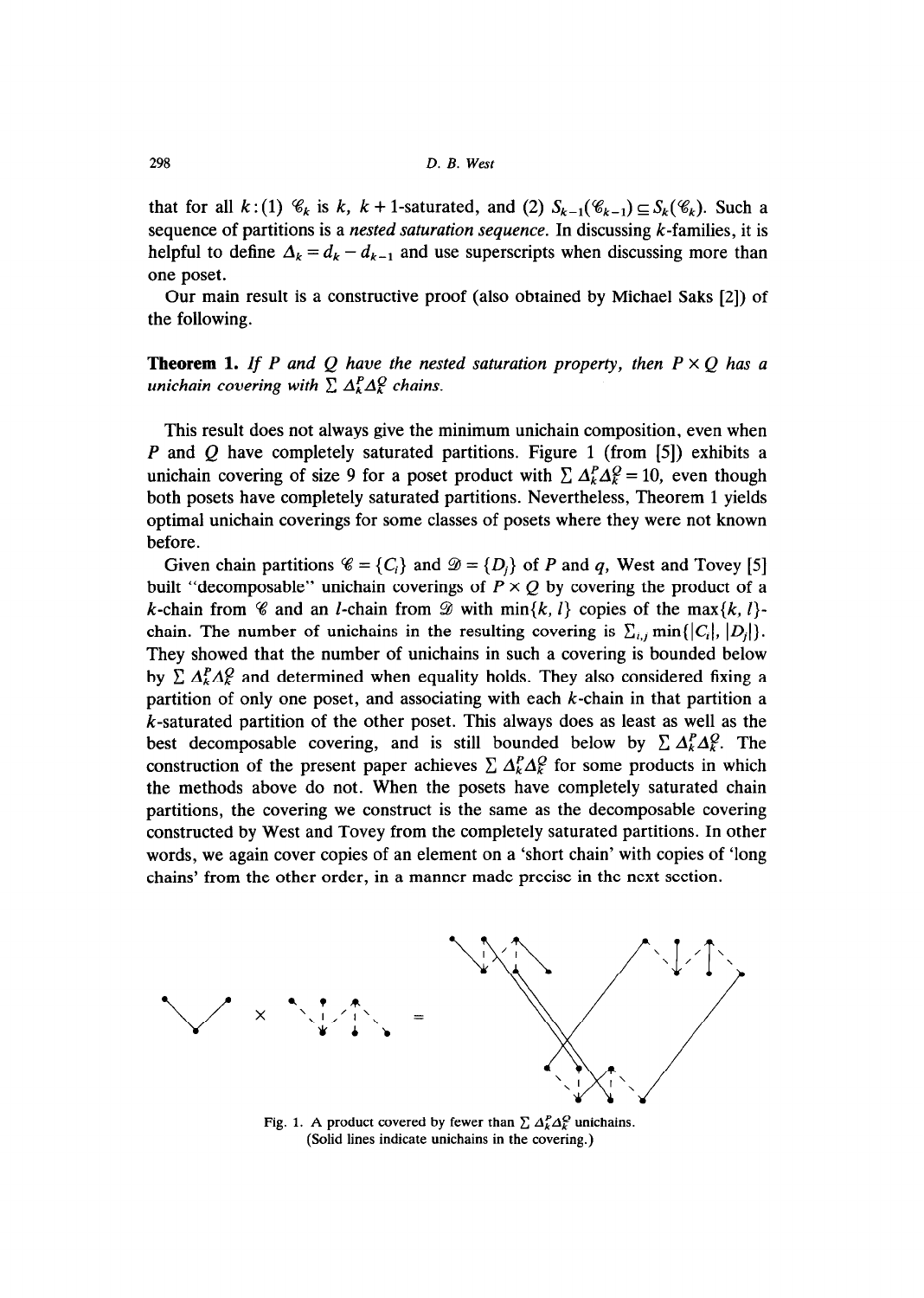that for all $k$: (1) $\mathscr{C}_k$ is $k$, $k+1$-saturated, and (2) $S_{k-1}(\mathscr{C}_{k-1}) \subseteq S_k(\mathscr{C}_k)$. Such a sequence of partitions is a *nested saturation sequence*. In discussing $k$-families, it is helpful to define $\Delta_k = d_k - d_{k-1}$ and use superscripts when discussing more than one poset.

Our main result is a constructive proof (also obtained by Michael Saks [2]) of the following.

**Theorem 1.** *If $P$ and $Q$ have the nested saturation property, then $P \times Q$ has a unichain covering with $\sum \Delta_k^P \Delta_k^Q$ chains.*

This result does not always give the minimum unichain composition, even when $P$ and $Q$ have completely saturated partitions. Figure 1 (from [5]) exhibits a unichain covering of size 9 for a poset product with $\sum \Delta_k^P \Delta_k^Q = 10$, even though both posets have completely saturated partitions. Nevertheless, Theorem 1 yields optimal unichain coverings for some classes of posets where they were not known before.

Given chain partitions $\mathscr{C} = \{C_i\}$ and $\mathscr{D} = \{D_j\}$ of $P$ and $q$, West and Tovey [5] built "decomposable" unichain coverings of $P \times Q$ by covering the product of a $k$-chain from $\mathscr{C}$ and an $l$-chain from $\mathscr{D}$ with $\min\{k, l\}$ copies of the $\max\{k, l\}$-chain. The number of unichains in the resulting covering is $\sum_{i,j} \min\{|C_i|, |D_j|\}$. They showed that the number of unichains in such a covering is bounded below by $\sum \Delta_k^P \Delta_k^Q$ and determined when equality holds. They also considered fixing a partition of only one poset, and associating with each $k$-chain in that partition a $k$-saturated partition of the other poset. This always does as least as well as the best decomposable covering, and is still bounded below by $\sum \Delta_k^P \Delta_k^Q$. The construction of the present paper achieves $\sum \Delta_k^P \Delta_k^Q$ for some products in which the methods above do not. When the posets have completely saturated chain partitions, the covering we construct is the same as the decomposable covering constructed by West and Tovey from the completely saturated partitions. In other words, we again cover copies of an element on a 'short chain' with copies of 'long chains' from the other order, in a manner made precise in the next section.

Fig. 1. A product covered by fewer than $\sum \Delta_k^P \Delta_k^Q$ unichains. (Solid lines indicate unichains in the covering.)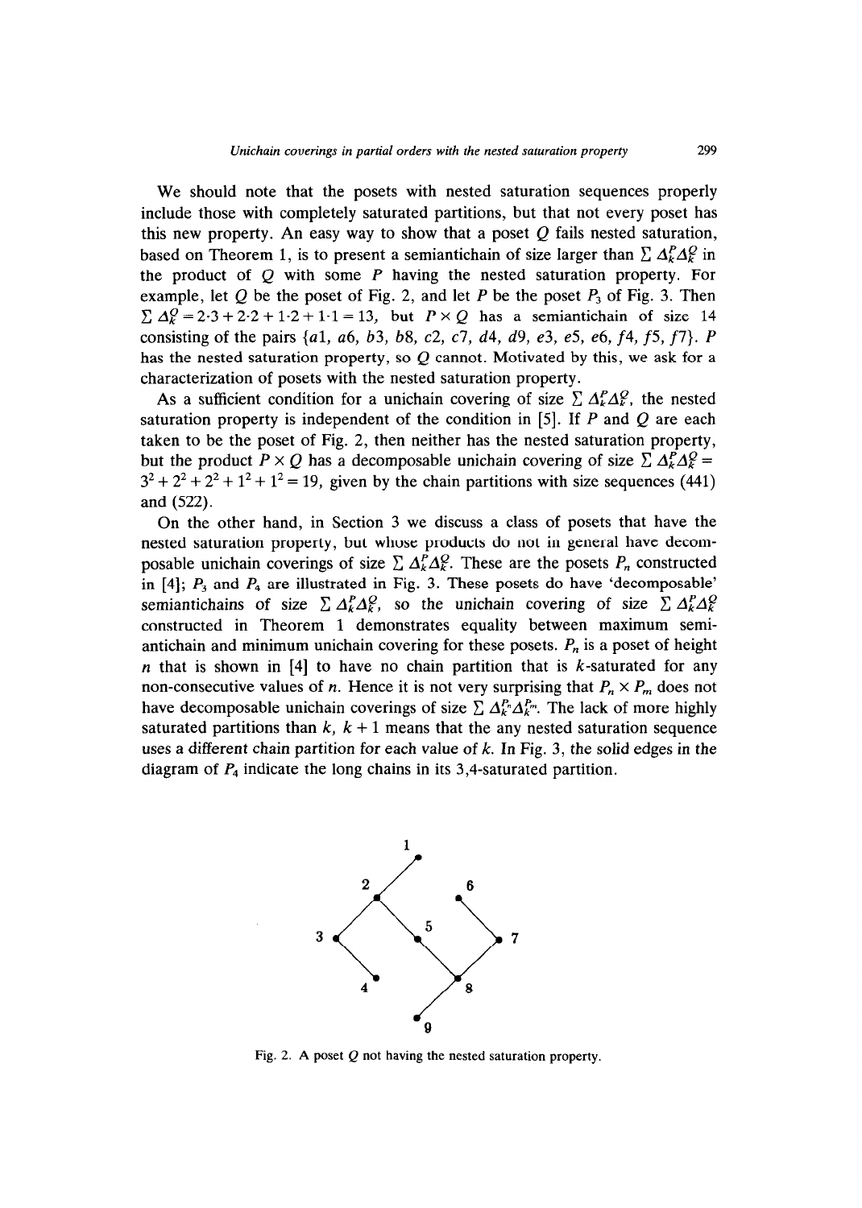We should note that the posets with nested saturation sequences properly include those with completely saturated partitions, but that not every poset has this new property. An easy way to show that a poset $Q$ fails nested saturation, based on Theorem 1, is to present a semiantichain of size larger than $\sum \Delta_k^P \Delta_k^Q$ in the product of $Q$ with some $P$ having the nested saturation property. For example, let $Q$ be the poset of Fig. 2, and let $P$ be the poset $P_3$ of Fig. 3. Then $\sum \Delta_k^Q = 2{\cdot}3 + 2{\cdot}2 + 1{\cdot}2 + 1{\cdot}1 = 13$, but $P \times Q$ has a semiantichain of size 14 consisting of the pairs $\{a1, a6, b3, b8, c2, c7, d4, d9, e3, e5, e6, f4, f5, f7\}$. $P$ has the nested saturation property, so $Q$ cannot. Motivated by this, we ask for a characterization of posets with the nested saturation property.

As a sufficient condition for a unichain covering of size $\sum \Delta_k^P \Delta_k^Q$, the nested saturation property is independent of the condition in [5]. If $P$ and $Q$ are each taken to be the poset of Fig. 2, then neither has the nested saturation property, but the product $P \times Q$ has a decomposable unichain covering of size $\sum \Delta_k^P \Delta_k^Q = 3^2 + 2^2 + 2^2 + 1^2 + 1^2 = 19$, given by the chain partitions with size sequences (441) and (522).

On the other hand, in Section 3 we discuss a class of posets that have the nested saturation property, but whose products do not in general have decomposable unichain coverings of size $\sum \Delta_k^P \Delta_k^Q$. These are the posets $P_n$ constructed in [4]; $P_3$ and $P_4$ are illustrated in Fig. 3. These posets do have 'decomposable' semiantichains of size $\sum \Delta_k^P \Delta_k^Q$, so the unichain covering of size $\sum \Delta_k^P \Delta_k^Q$ constructed in Theorem 1 demonstrates equality between maximum semiantichain and minimum unichain covering for these posets. $P_n$ is a poset of height $n$ that is shown in [4] to have no chain partition that is $k$-saturated for any non-consecutive values of $n$. Hence it is not very surprising that $P_n \times P_m$ does not have decomposable unichain coverings of size $\sum \Delta_k^{P_n} \Delta_k^{P_m}$. The lack of more highly saturated partitions than $k$, $k+1$ means that the any nested saturation sequence uses a different chain partition for each value of $k$. In Fig. 3, the solid edges in the diagram of $P_4$ indicate the long chains in its 3,4-saturated partition.

Fig. 2. A poset $Q$ not having the nested saturation property.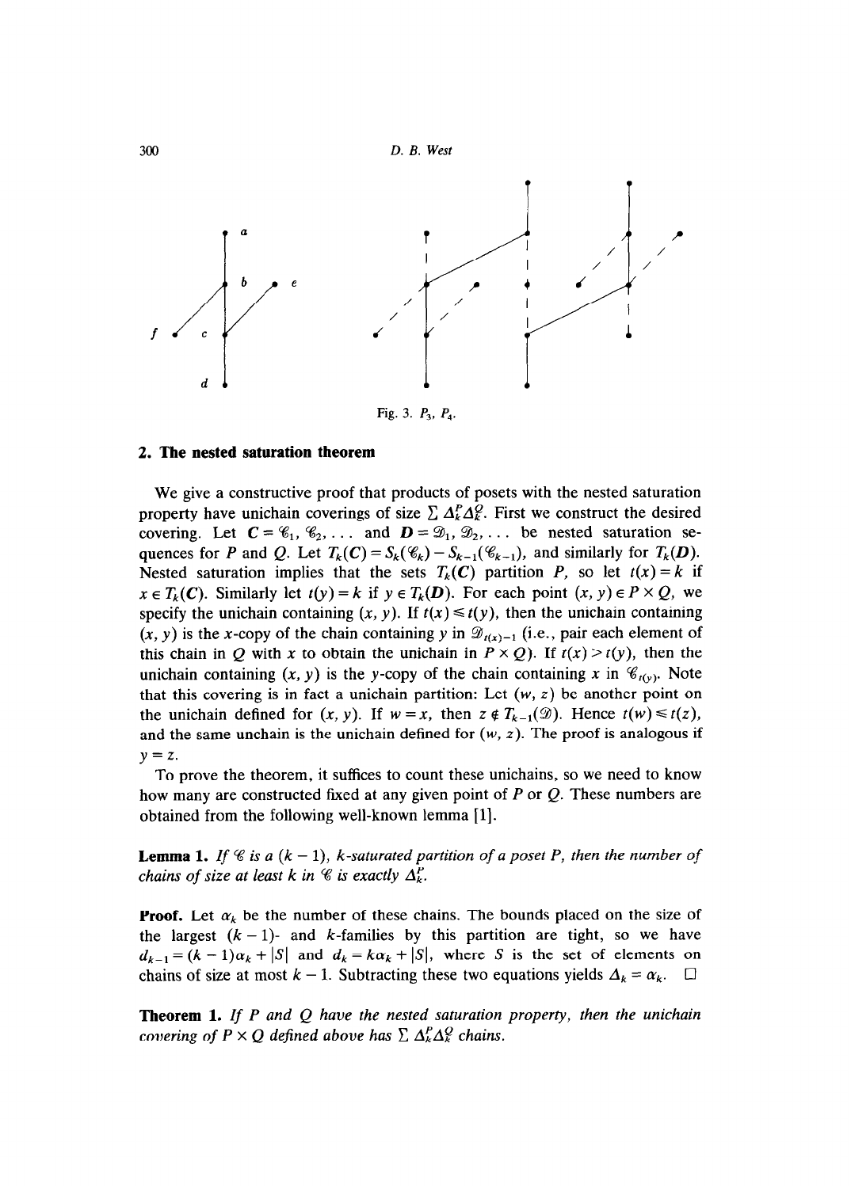Fig. 3. $P_3$, $P_4$.

## 2. The nested saturation theorem

We give a constructive proof that products of posets with the nested saturation property have unichain coverings of size $\sum \Delta_k^P \Delta_k^Q$. First we construct the desired covering. Let $\boldsymbol{C} = \mathscr{C}_1, \mathscr{C}_2, \ldots$ and $\boldsymbol{D} = \mathscr{D}_1, \mathscr{D}_2, \ldots$ be nested saturation sequences for $P$ and $Q$. Let $T_k(\boldsymbol{C}) = S_k(\mathscr{C}_k) - S_{k-1}(\mathscr{C}_{k-1})$, and similarly for $T_k(\boldsymbol{D})$. Nested saturation implies that the sets $T_k(\boldsymbol{C})$ partition $P$, so let $t(x) = k$ if $x \in T_k(\boldsymbol{C})$. Similarly let $t(y) = k$ if $y \in T_k(\boldsymbol{D})$. For each point $(x, y) \in P \times Q$, we specify the unichain containing $(x, y)$. If $t(x) \leq t(y)$, then the unichain containing $(x, y)$ is the $x$-copy of the chain containing $y$ in $\mathscr{D}_{t(x)-1}$ (i.e., pair each element of this chain in $Q$ with $x$ to obtain the unichain in $P \times Q$). If $t(x) > t(y)$, then the unichain containing $(x, y)$ is the $y$-copy of the chain containing $x$ in $\mathscr{C}_{t(y)}$. Note that this covering is in fact a unichain partition: Let $(w, z)$ be another point on the unichain defined for $(x, y)$. If $w = x$, then $z \notin T_{k-1}(\mathscr{D})$. Hence $t(w) \leq t(z)$, and the same unchain is the unichain defined for $(w, z)$. The proof is analogous if $y = z$.

To prove the theorem, it suffices to count these unichains, so we need to know how many are constructed fixed at any given point of $P$ or $Q$. These numbers are obtained from the following well-known lemma [1].

**Lemma 1.** *If $\mathscr{C}$ is a $(k-1)$, $k$-saturated partition of a poset $P$, then the number of chains of size at least $k$ in $\mathscr{C}$ is exactly $\Delta_k^P$.*

**Proof.** Let $\alpha_k$ be the number of these chains. The bounds placed on the size of the largest $(k-1)$- and $k$-families by this partition are tight, so we have $d_{k-1} = (k-1)\alpha_k + |S|$ and $d_k = k\alpha_k + |S|$, where $S$ is the set of elements on chains of size at most $k-1$. Subtracting these two equations yields $\Delta_k = \alpha_k$. $\square$

**Theorem 1.** *If $P$ and $Q$ have the nested saturation property, then the unichain covering of $P \times Q$ defined above has $\sum \Delta_k^P \Delta_k^Q$ chains.*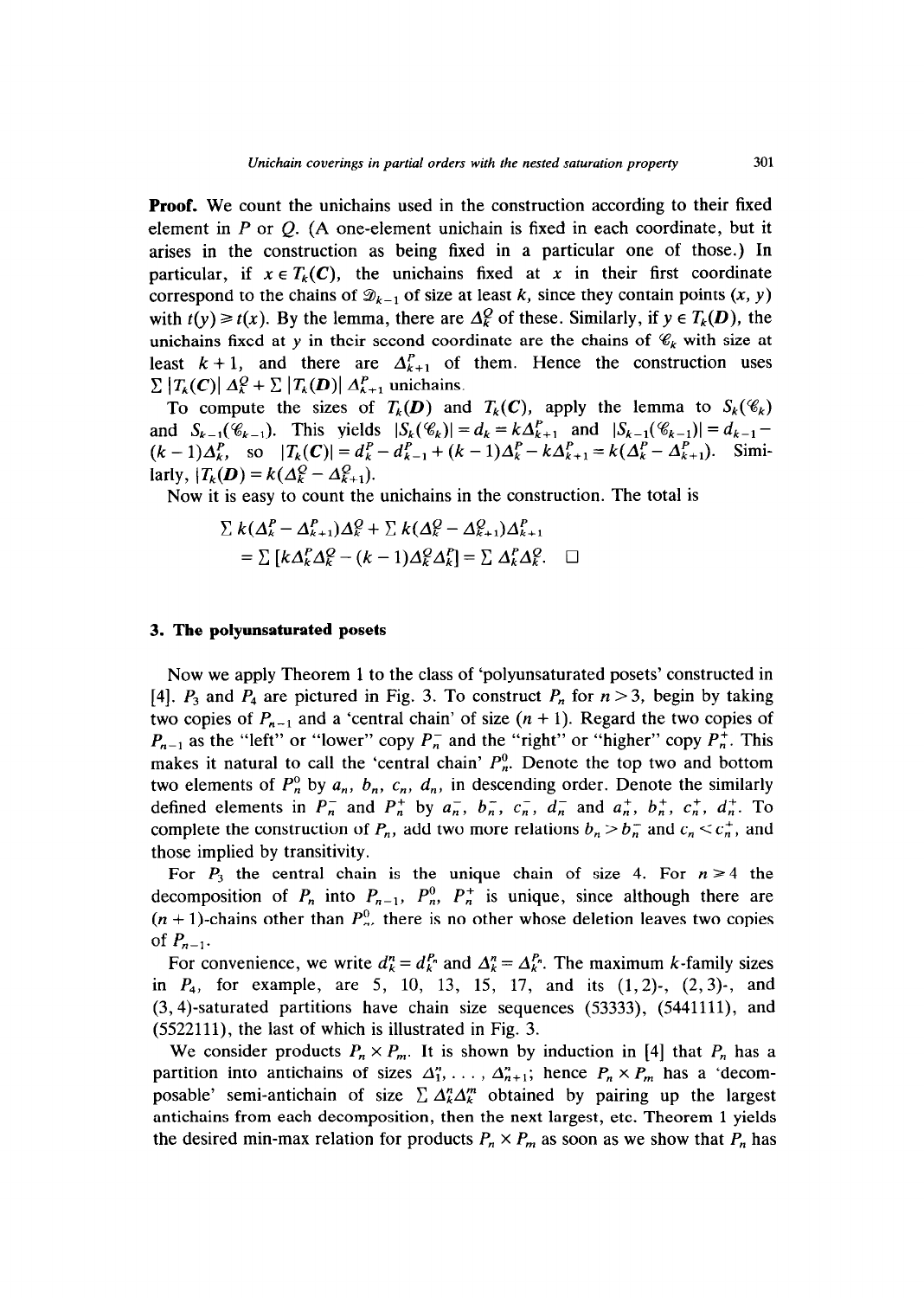**Proof.** We count the unichains used in the construction according to their fixed element in $P$ or $Q$. (A one-element unichain is fixed in each coordinate, but it arises in the construction as being fixed in a particular one of those.) In particular, if $x \in T_k(\boldsymbol{C})$, the unichains fixed at $x$ in their first coordinate correspond to the chains of $\mathscr{D}_{k-1}$ of size at least $k$, since they contain points $(x, y)$ with $t(y) \geq t(x)$. By the lemma, there are $\Delta_k^Q$ of these. Similarly, if $y \in T_k(\boldsymbol{D})$, the unichains fixed at $y$ in their second coordinate are the chains of $\mathscr{C}_k$ with size at least $k+1$, and there are $\Delta_{k+1}^P$ of them. Hence the construction uses $\sum |T_k(\boldsymbol{C})|\, \Delta_k^Q + \sum |T_k(\boldsymbol{D})|\, \Delta_{k+1}^P$ unichains.

To compute the sizes of $T_k(\boldsymbol{D})$ and $T_k(\boldsymbol{C})$, apply the lemma to $S_k(\mathscr{C}_k)$ and $S_{k-1}(\mathscr{C}_{k-1})$. This yields $|S_k(\mathscr{C}_k)| = d_k = k\Delta_{k+1}^P$ and $|S_{k-1}(\mathscr{C}_{k-1})| = d_{k-1} - (k-1)\Delta_k^P$, so $|T_k(\boldsymbol{C})| = d_k^P - d_{k-1}^P + (k-1)\Delta_k^P - k\Delta_{k+1}^P = k(\Delta_k^P - \Delta_{k+1}^P)$. Similarly, $|T_k(\boldsymbol{D}) = k(\Delta_k^Q - \Delta_{k+1}^Q)$.

Now it is easy to count the unichains in the construction. The total is

$$\begin{aligned}&\textstyle\sum k(\Delta_k^P - \Delta_{k+1}^P)\Delta_k^Q + \sum k(\Delta_k^Q - \Delta_{k+1}^Q)\Delta_{k+1}^P \\ &\quad = \textstyle\sum \left[k\Delta_k^P\Delta_k^Q - (k-1)\Delta_k^Q\Delta_k^P\right] = \sum \Delta_k^P\Delta_k^Q. \quad \square\end{aligned}$$

## 3. The polyunsaturated posets

Now we apply Theorem 1 to the class of 'polyunsaturated posets' constructed in [4]. $P_3$ and $P_4$ are pictured in Fig. 3. To construct $P_n$ for $n > 3$, begin by taking two copies of $P_{n-1}$ and a 'central chain' of size $(n+1)$. Regard the two copies of $P_{n-1}$ as the "left" or "lower" copy $P_n^-$ and the "right" or "higher" copy $P_n^+$. This makes it natural to call the 'central chain' $P_n^0$. Denote the top two and bottom two elements of $P_n^0$ by $a_n$, $b_n$, $c_n$, $d_n$, in descending order. Denote the similarly defined elements in $P_n^-$ and $P_n^+$ by $a_n^-$, $b_n^-$, $c_n^-$, $d_n^-$ and $a_n^+$, $b_n^+$, $c_n^+$, $d_n^+$. To complete the construction of $P_n$, add two more relations $b_n > b_n^-$ and $c_n < c_n^+$, and those implied by transitivity.

For $P_3$ the central chain is the unique chain of size 4. For $n \geq 4$ the decomposition of $P_n$ into $P_{n-1}$, $P_n^0$, $P_n^+$ is unique, since although there are $(n+1)$-chains other than $P_n^0$, there is no other whose deletion leaves two copies of $P_{n-1}$.

For convenience, we write $d_k^n = d_k^{P_n}$ and $\Delta_k^n = \Delta_k^{P_n}$. The maximum $k$-family sizes in $P_4$, for example, are 5, 10, 13, 15, 17, and its $(1,2)$-, $(2,3)$-, and $(3,4)$-saturated partitions have chain size sequences (53333), (5441111), and (5522111), the last of which is illustrated in Fig. 3.

We consider products $P_n \times P_m$. It is shown by induction in [4] that $P_n$ has a partition into antichains of sizes $\Delta_1^n, \ldots, \Delta_{n+1}^n$; hence $P_n \times P_m$ has a 'decomposable' semi-antichain of size $\sum \Delta_k^n \Delta_k^m$ obtained by pairing up the largest antichains from each decomposition, then the next largest, etc. Theorem 1 yields the desired min-max relation for products $P_n \times P_m$ as soon as we show that $P_n$ has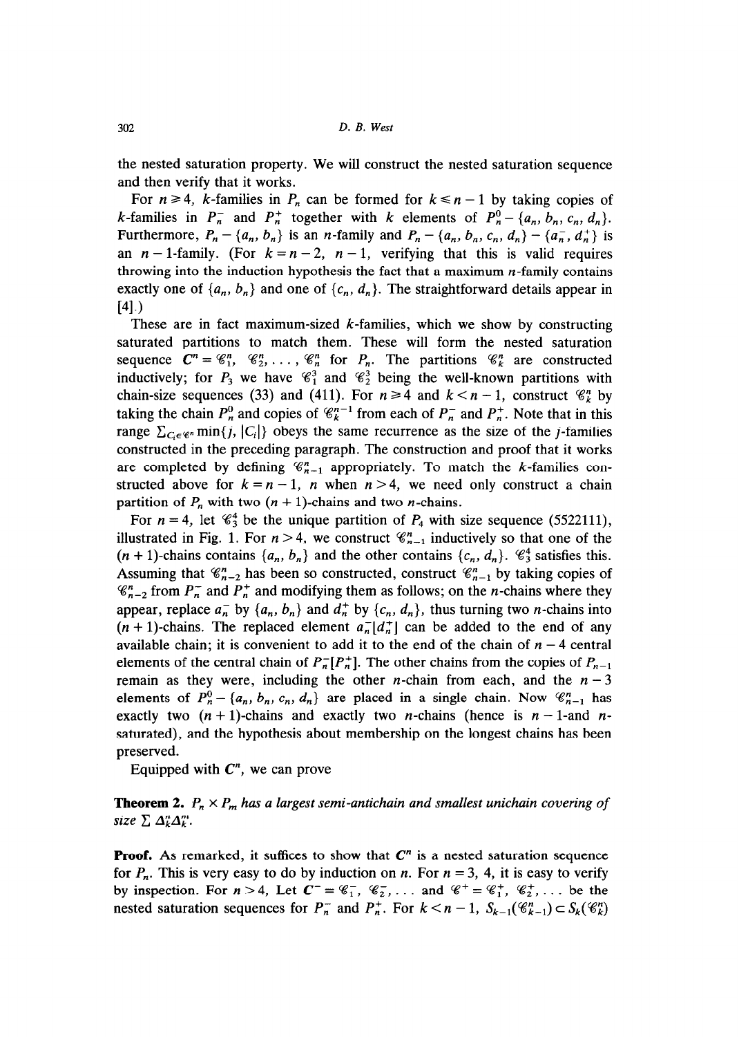the nested saturation property. We will construct the nested saturation sequence and then verify that it works.

For $n \geq 4$, $k$-families in $P_n$ can be formed for $k \leq n-1$ by taking copies of $k$-families in $P_n^-$ and $P_n^+$ together with $k$ elements of $P_n^0 - \{a_n, b_n, c_n, d_n\}$. Furthermore, $P_n - \{a_n, b_n\}$ is an $n$-family and $P_n - \{a_n, b_n, c_n, d_n\} - \{a_n^-, d_n^+\}$ is an $n-1$-family. (For $k = n-2$, $n-1$, verifying that this is valid requires throwing into the induction hypothesis the fact that a maximum $n$-family contains exactly one of $\{a_n, b_n\}$ and one of $\{c_n, d_n\}$. The straightforward details appear in [4].)

These are in fact maximum-sized $k$-families, which we show by constructing saturated partitions to match them. These will form the nested saturation sequence $C^n = \mathscr{C}_1^n, \mathscr{C}_2^n, \ldots, \mathscr{C}_n^n$ for $P_n$. The partitions $\mathscr{C}_k^n$ are constructed inductively; for $P_3$ we have $\mathscr{C}_1^3$ and $\mathscr{C}_2^3$ being the well-known partitions with chain-size sequences (33) and (411). For $n \geq 4$ and $k < n-1$, construct $\mathscr{C}_k^n$ by taking the chain $P_n^0$ and copies of $\mathscr{C}_k^{n-1}$ from each of $P_n^-$ and $P_n^+$. Note that in this range $\sum_{C_i \in \mathscr{C}^n} \min\{j, |C_i|\}$ obeys the same recurrence as the size of the $j$-families constructed in the preceding paragraph. The construction and proof that it works are completed by defining $\mathscr{C}_{n-1}^n$ appropriately. To match the $k$-families constructed above for $k = n-1$, $n$ when $n > 4$, we need only construct a chain partition of $P_n$ with two $(n+1)$-chains and two $n$-chains.

For $n = 4$, let $\mathscr{C}_3^4$ be the unique partition of $P_4$ with size sequence (5522111), illustrated in Fig. 1. For $n > 4$, we construct $\mathscr{C}_{n-1}^n$ inductively so that one of the $(n+1)$-chains contains $\{a_n, b_n\}$ and the other contains $\{c_n, d_n\}$. $\mathscr{C}_3^4$ satisfies this. Assuming that $\mathscr{C}_{n-2}^n$ has been so constructed, construct $\mathscr{C}_{n-1}^n$ by taking copies of $\mathscr{C}_{n-2}^n$ from $P_n^-$ and $P_n^+$ and modifying them as follows; on the $n$-chains where they appear, replace $a_n^-$ by $\{a_n, b_n\}$ and $d_n^+$ by $\{c_n, d_n\}$, thus turning two $n$-chains into $(n+1)$-chains. The replaced element $a_n^-[d_n^+]$ can be added to the end of any available chain; it is convenient to add it to the end of the chain of $n-4$ central elements of the central chain of $P_n^-[P_n^+]$. The other chains from the copies of $P_{n-1}$ remain as they were, including the other $n$-chain from each, and the $n-3$ elements of $P_n^0 - \{a_n, b_n, c_n, d_n\}$ are placed in a single chain. Now $\mathscr{C}_{n-1}^n$ has exactly two $(n+1)$-chains and exactly two $n$-chains (hence is $n-1$-and $n$-saturated), and the hypothesis about membership on the longest chains has been preserved.

Equipped with $C^n$, we can prove

**Theorem 2.** *$P_n \times P_m$ has a largest semi-antichain and smallest unichain covering of size $\sum \Delta_k^n \Delta_k^m$.*

**Proof.** As remarked, it suffices to show that $C^n$ is a nested saturation sequence for $P_n$. This is very easy to do by induction on $n$. For $n = 3$, 4, it is easy to verify by inspection. For $n > 4$, Let $C^- = \mathscr{C}_1^-, \mathscr{C}_2^-, \ldots$ and $\mathscr{C}^+ = \mathscr{C}_1^+, \mathscr{C}_2^+, \ldots$ be the nested saturation sequences for $P_n^-$ and $P_n^+$. For $k < n-1$, $S_{k-1}(\mathscr{C}_{k-1}^n) \subset S_k(\mathscr{C}_k^n)$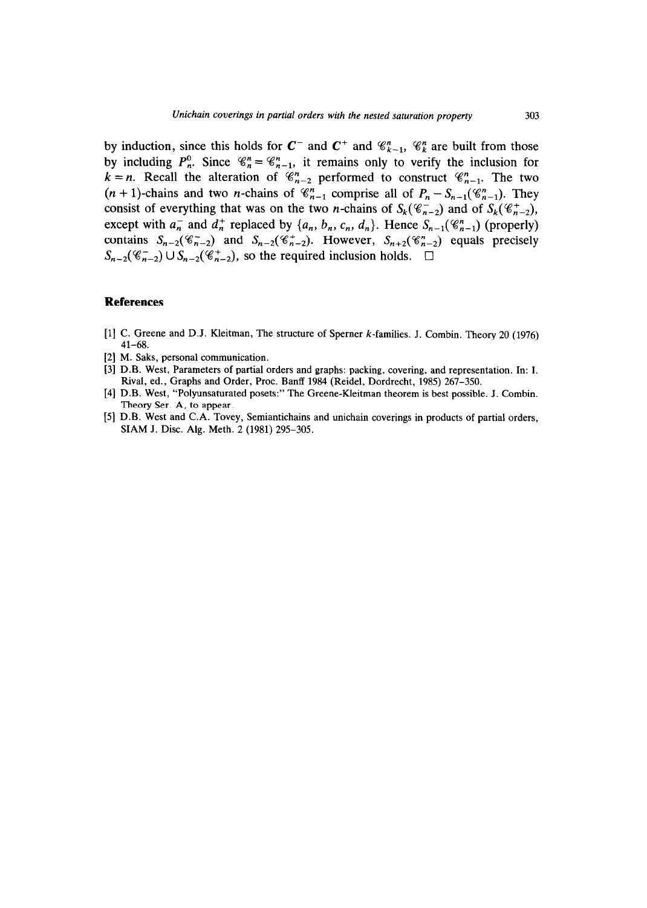by induction, since this holds for $\boldsymbol{C}^-$ and $\boldsymbol{C}^+$ and $\mathscr{C}_{k-1}^n$, $\mathscr{C}_k^n$ are built from those by including $P_n^0$. Since $\mathscr{C}_n^n = \mathscr{C}_{n-1}^n$, it remains only to verify the inclusion for $k = n$. Recall the alteration of $\mathscr{C}_{n-2}^n$ performed to construct $\mathscr{C}_{n-1}^n$. The two $(n+1)$-chains and two $n$-chains of $\mathscr{C}_{n-1}^n$ comprise all of $P_n - S_{n-1}(\mathscr{C}_{n-1}^n)$. They consist of everything that was on the two $n$-chains of $S_k(\mathscr{C}_{n-2}^-)$ and of $S_k(\mathscr{C}_{n-2}^+)$, except with $a_n^-$ and $d_n^+$ replaced by $\{a_n, b_n, c_n, d_n\}$. Hence $S_{n-1}(\mathscr{C}_{n-1}^n)$ (properly) contains $S_{n-2}(\mathscr{C}_{n-2}^-)$ and $S_{n-2}(\mathscr{C}_{n-2}^+)$. However, $S_{n+2}(\mathscr{C}_{n-2}^n)$ equals precisely $S_{n-2}(\mathscr{C}_{n-2}^-) \cup S_{n-2}(\mathscr{C}_{n-2}^+)$, so the required inclusion holds. $\square$

## References

[1] C. Greene and D.J. Kleitman, The structure of Sperner $k$-families. J. Combin. Theory 20 (1976) 41–68.

[2] M. Saks, personal communication.

[3] D.B. West, Parameters of partial orders and graphs: packing, covering, and representation. In: I. Rival, ed., Graphs and Order, Proc. Banff 1984 (Reidel, Dordrecht, 1985) 267–350.

[4] D.B. West, "Polyunsaturated posets:" The Greene-Kleitman theorem is best possible. J. Combin. Theory Ser. A, to appear.

[5] D.B. West and C.A. Tovey, Semiantichains and unichain coverings in products of partial orders, SIAM J. Disc. Alg. Meth. 2 (1981) 295–305.